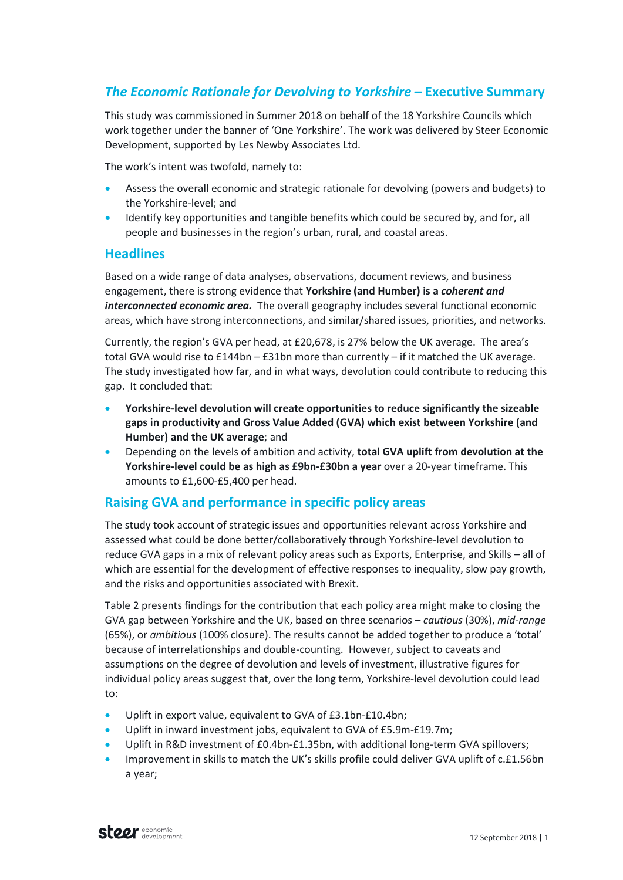## *The Economic Rationale for Devolving to Yorkshire* – Executive Summary

This study was commissioned in Summer 2018 on behalf of the 18 Yorkshire Councils which work together under the banner of 'One Yorkshire'. The work was delivered by Steer Economic Development, supported by Les Newby Associates Ltd.

The work's intent was twofold, namely to:

- Assess the overall economic and strategic rationale for devolving (powers and budgets) to the Yorkshire-level; and
- Identify key opportunities and tangible benefits which could be secured by, and for, all people and businesses in the region's urban, rural, and coastal areas.

### Headlines

Based on a wide range of data analyses, observations, document reviews, and business engagement, there is strong evidence that **Yorkshire (and Humber) is a *coherent and interconnected economic area.*** The overall geography includes several functional economic areas, which have strong interconnections, and similar/shared issues, priorities, and networks.

Currently, the region's GVA per head, at £20,678, is 27% below the UK average. The area's total GVA would rise to £144bn – £31bn more than currently – if it matched the UK average. The study investigated how far, and in what ways, devolution could contribute to reducing this gap. It concluded that:

- **Yorkshire-level devolution will create opportunities to reduce significantly the sizeable gaps in productivity and Gross Value Added (GVA) which exist between Yorkshire (and Humber) and the UK average**; and
- Depending on the levels of ambition and activity, **total GVA uplift from devolution at the Yorkshire-level could be as high as £9bn-£30bn a year** over a 20-year timeframe. This amounts to £1,600-£5,400 per head.

### Raising GVA and performance in specific policy areas

The study took account of strategic issues and opportunities relevant across Yorkshire and assessed what could be done better/collaboratively through Yorkshire-level devolution to reduce GVA gaps in a mix of relevant policy areas such as Exports, Enterprise, and Skills – all of which are essential for the development of effective responses to inequality, slow pay growth, and the risks and opportunities associated with Brexit.

Table 2 presents findings for the contribution that each policy area might make to closing the GVA gap between Yorkshire and the UK, based on three scenarios – *cautious* (30%), *mid-range* (65%), or *ambitious* (100% closure). The results cannot be added together to produce a 'total' because of interrelationships and double-counting. However, subject to caveats and assumptions on the degree of devolution and levels of investment, illustrative figures for individual policy areas suggest that, over the long term, Yorkshire-level devolution could lead to:

- Uplift in export value, equivalent to GVA of £3.1bn-£10.4bn;
- Uplift in inward investment jobs, equivalent to GVA of £5.9m-£19.7m;
- Uplift in R&D investment of £0.4bn-£1.35bn, with additional long-term GVA spillovers;
- Improvement in skills to match the UK's skills profile could deliver GVA uplift of c.£1.56bn a year;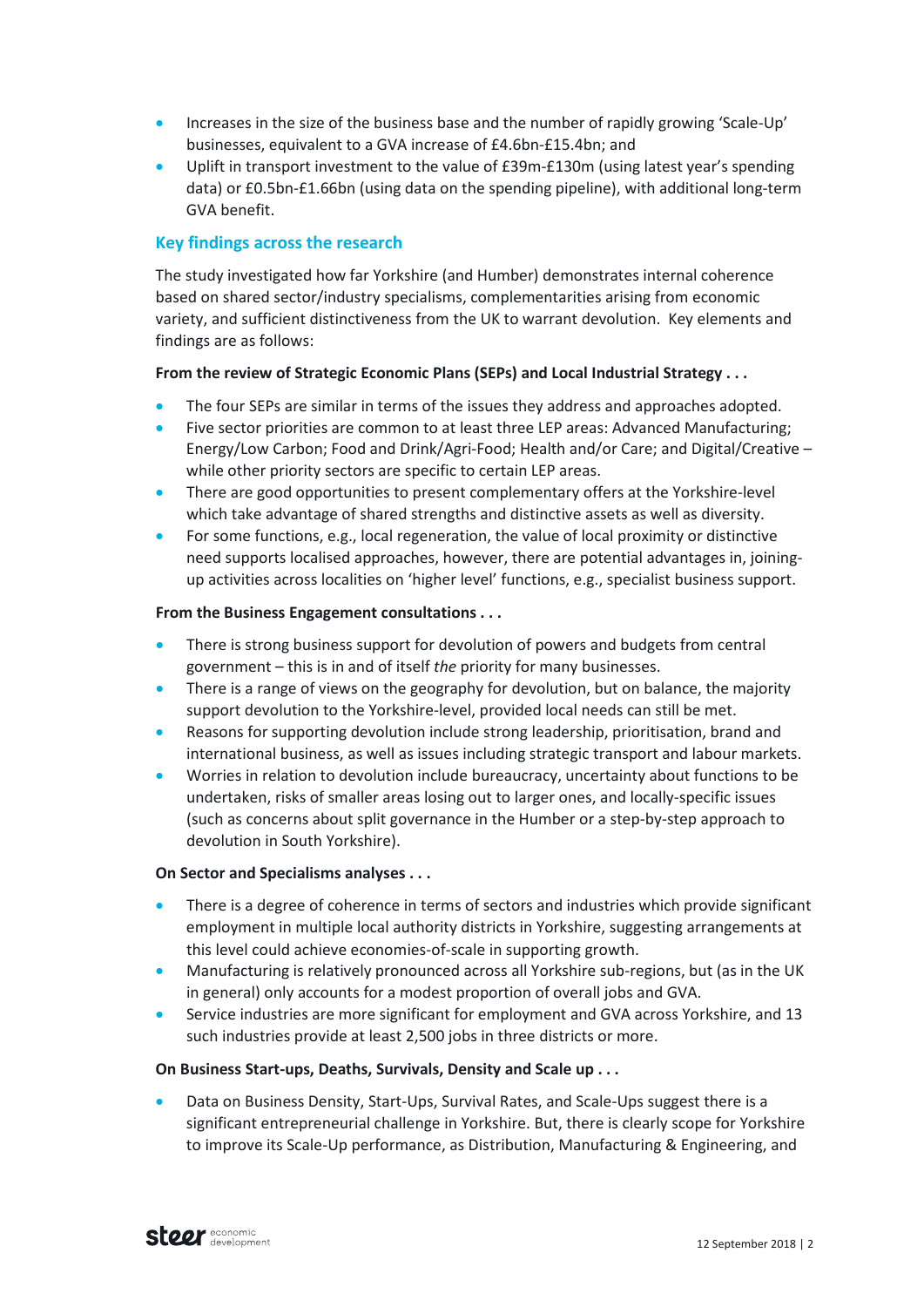- Increases in the size of the business base and the number of rapidly growing 'Scale-Up' businesses, equivalent to a GVA increase of £4.6bn-£15.4bn; and
- Uplift in transport investment to the value of £39m-£130m (using latest year's spending data) or £0.5bn-£1.66bn (using data on the spending pipeline), with additional long-term GVA benefit.

## Key findings across the research

The study investigated how far Yorkshire (and Humber) demonstrates internal coherence based on shared sector/industry specialisms, complementarities arising from economic variety, and sufficient distinctiveness from the UK to warrant devolution. Key elements and findings are as follows:

**From the review of Strategic Economic Plans (SEPs) and Local Industrial Strategy . . .**

- The four SEPs are similar in terms of the issues they address and approaches adopted.
- Five sector priorities are common to at least three LEP areas: Advanced Manufacturing; Energy/Low Carbon; Food and Drink/Agri-Food; Health and/or Care; and Digital/Creative – while other priority sectors are specific to certain LEP areas.
- There are good opportunities to present complementary offers at the Yorkshire-level which take advantage of shared strengths and distinctive assets as well as diversity.
- For some functions, e.g., local regeneration, the value of local proximity or distinctive need supports localised approaches, however, there are potential advantages in, joining-up activities across localities on 'higher level' functions, e.g., specialist business support.

**From the Business Engagement consultations . . .**

- There is strong business support for devolution of powers and budgets from central government – this is in and of itself *the* priority for many businesses.
- There is a range of views on the geography for devolution, but on balance, the majority support devolution to the Yorkshire-level, provided local needs can still be met.
- Reasons for supporting devolution include strong leadership, prioritisation, brand and international business, as well as issues including strategic transport and labour markets.
- Worries in relation to devolution include bureaucracy, uncertainty about functions to be undertaken, risks of smaller areas losing out to larger ones, and locally-specific issues (such as concerns about split governance in the Humber or a step-by-step approach to devolution in South Yorkshire).

**On Sector and Specialisms analyses . . .**

- There is a degree of coherence in terms of sectors and industries which provide significant employment in multiple local authority districts in Yorkshire, suggesting arrangements at this level could achieve economies-of-scale in supporting growth.
- Manufacturing is relatively pronounced across all Yorkshire sub-regions, but (as in the UK in general) only accounts for a modest proportion of overall jobs and GVA.
- Service industries are more significant for employment and GVA across Yorkshire, and 13 such industries provide at least 2,500 jobs in three districts or more.

**On Business Start-ups, Deaths, Survivals, Density and Scale up . . .**

- Data on Business Density, Start-Ups, Survival Rates, and Scale-Ups suggest there is a significant entrepreneurial challenge in Yorkshire. But, there is clearly scope for Yorkshire to improve its Scale-Up performance, as Distribution, Manufacturing & Engineering, and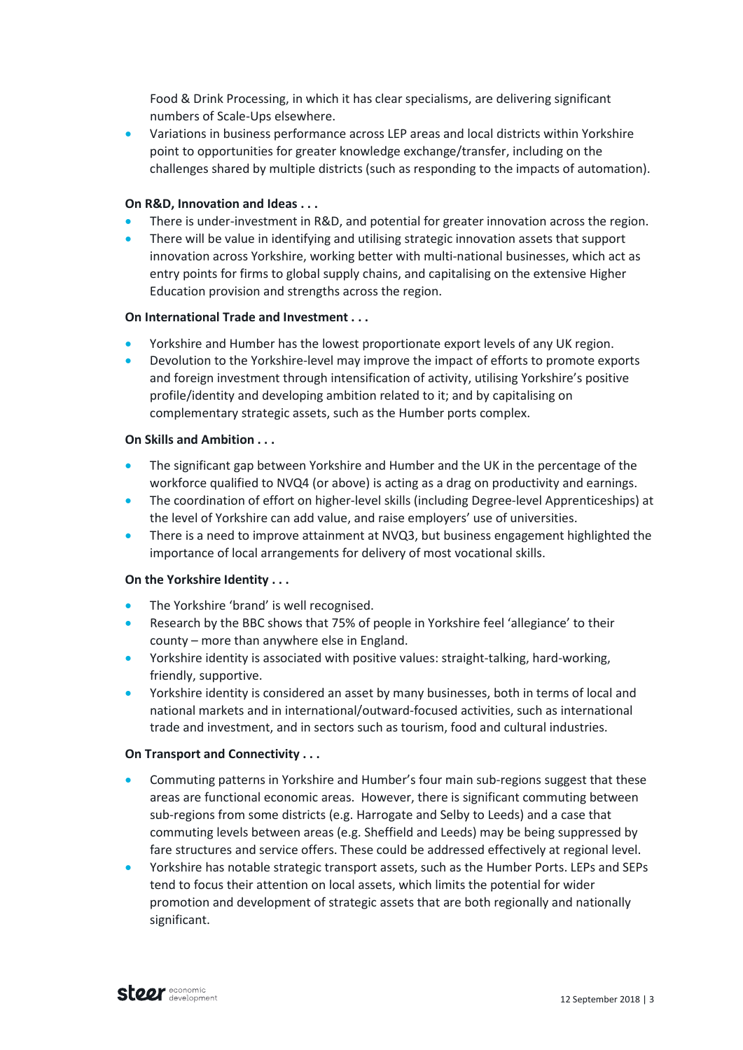Food & Drink Processing, in which it has clear specialisms, are delivering significant numbers of Scale-Ups elsewhere.

- Variations in business performance across LEP areas and local districts within Yorkshire point to opportunities for greater knowledge exchange/transfer, including on the challenges shared by multiple districts (such as responding to the impacts of automation).

**On R&D, Innovation and Ideas . . .**

- There is under-investment in R&D, and potential for greater innovation across the region.
- There will be value in identifying and utilising strategic innovation assets that support innovation across Yorkshire, working better with multi-national businesses, which act as entry points for firms to global supply chains, and capitalising on the extensive Higher Education provision and strengths across the region.

**On International Trade and Investment . . .**

- Yorkshire and Humber has the lowest proportionate export levels of any UK region.
- Devolution to the Yorkshire-level may improve the impact of efforts to promote exports and foreign investment through intensification of activity, utilising Yorkshire's positive profile/identity and developing ambition related to it; and by capitalising on complementary strategic assets, such as the Humber ports complex.

**On Skills and Ambition . . .**

- The significant gap between Yorkshire and Humber and the UK in the percentage of the workforce qualified to NVQ4 (or above) is acting as a drag on productivity and earnings.
- The coordination of effort on higher-level skills (including Degree-level Apprenticeships) at the level of Yorkshire can add value, and raise employers' use of universities.
- There is a need to improve attainment at NVQ3, but business engagement highlighted the importance of local arrangements for delivery of most vocational skills.

**On the Yorkshire Identity . . .**

- The Yorkshire 'brand' is well recognised.
- Research by the BBC shows that 75% of people in Yorkshire feel 'allegiance' to their county – more than anywhere else in England.
- Yorkshire identity is associated with positive values: straight-talking, hard-working, friendly, supportive.
- Yorkshire identity is considered an asset by many businesses, both in terms of local and national markets and in international/outward-focused activities, such as international trade and investment, and in sectors such as tourism, food and cultural industries.

**On Transport and Connectivity . . .**

- Commuting patterns in Yorkshire and Humber's four main sub-regions suggest that these areas are functional economic areas. However, there is significant commuting between sub-regions from some districts (e.g. Harrogate and Selby to Leeds) and a case that commuting levels between areas (e.g. Sheffield and Leeds) may be being suppressed by fare structures and service offers. These could be addressed effectively at regional level.
- Yorkshire has notable strategic transport assets, such as the Humber Ports. LEPs and SEPs tend to focus their attention on local assets, which limits the potential for wider promotion and development of strategic assets that are both regionally and nationally significant.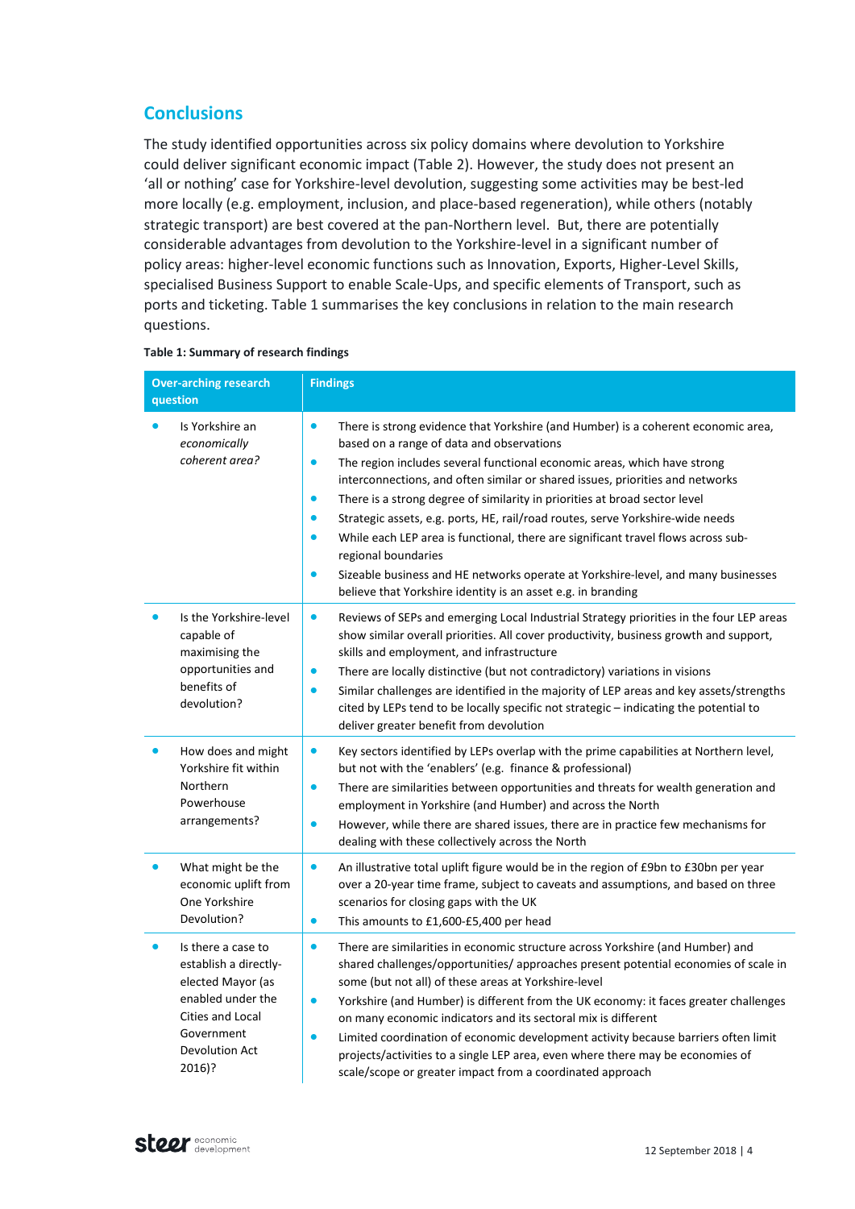## Conclusions

The study identified opportunities across six policy domains where devolution to Yorkshire could deliver significant economic impact (Table 2). However, the study does not present an 'all or nothing' case for Yorkshire-level devolution, suggesting some activities may be best-led more locally (e.g. employment, inclusion, and place-based regeneration), while others (notably strategic transport) are best covered at the pan-Northern level. But, there are potentially considerable advantages from devolution to the Yorkshire-level in a significant number of policy areas: higher-level economic functions such as Innovation, Exports, Higher-Level Skills, specialised Business Support to enable Scale-Ups, and specific elements of Transport, such as ports and ticketing. Table 1 summarises the key conclusions in relation to the main research questions.

**Table 1: Summary of research findings**

| Over-arching research question | Findings |
|---|---|
| • Is Yorkshire an *economically coherent area?* | • There is strong evidence that Yorkshire (and Humber) is a coherent economic area, based on a range of data and observations<br>• The region includes several functional economic areas, which have strong interconnections, and often similar or shared issues, priorities and networks<br>• There is a strong degree of similarity in priorities at broad sector level<br>• Strategic assets, e.g. ports, HE, rail/road routes, serve Yorkshire-wide needs<br>• While each LEP area is functional, there are significant travel flows across sub-regional boundaries<br>• Sizeable business and HE networks operate at Yorkshire-level, and many businesses believe that Yorkshire identity is an asset e.g. in branding |
| • Is the Yorkshire-level capable of maximising the opportunities and benefits of devolution? | • Reviews of SEPs and emerging Local Industrial Strategy priorities in the four LEP areas show similar overall priorities. All cover productivity, business growth and support, skills and employment, and infrastructure<br>• There are locally distinctive (but not contradictory) variations in visions<br>• Similar challenges are identified in the majority of LEP areas and key assets/strengths cited by LEPs tend to be locally specific not strategic – indicating the potential to deliver greater benefit from devolution |
| • How does and might Yorkshire fit within Northern Powerhouse arrangements? | • Key sectors identified by LEPs overlap with the prime capabilities at Northern level, but not with the 'enablers' (e.g. finance & professional)<br>• There are similarities between opportunities and threats for wealth generation and employment in Yorkshire (and Humber) and across the North<br>• However, while there are shared issues, there are in practice few mechanisms for dealing with these collectively across the North |
| • What might be the economic uplift from One Yorkshire Devolution? | • An illustrative total uplift figure would be in the region of £9bn to £30bn per year over a 20-year time frame, subject to caveats and assumptions, and based on three scenarios for closing gaps with the UK<br>• This amounts to £1,600-£5,400 per head |
| • Is there a case to establish a directly-elected Mayor (as enabled under the Cities and Local Government Devolution Act 2016)? | • There are similarities in economic structure across Yorkshire (and Humber) and shared challenges/opportunities/ approaches present potential economies of scale in some (but not all) of these areas at Yorkshire-level<br>• Yorkshire (and Humber) is different from the UK economy: it faces greater challenges on many economic indicators and its sectoral mix is different<br>• Limited coordination of economic development activity because barriers often limit projects/activities to a single LEP area, even where there may be economies of scale/scope or greater impact from a coordinated approach |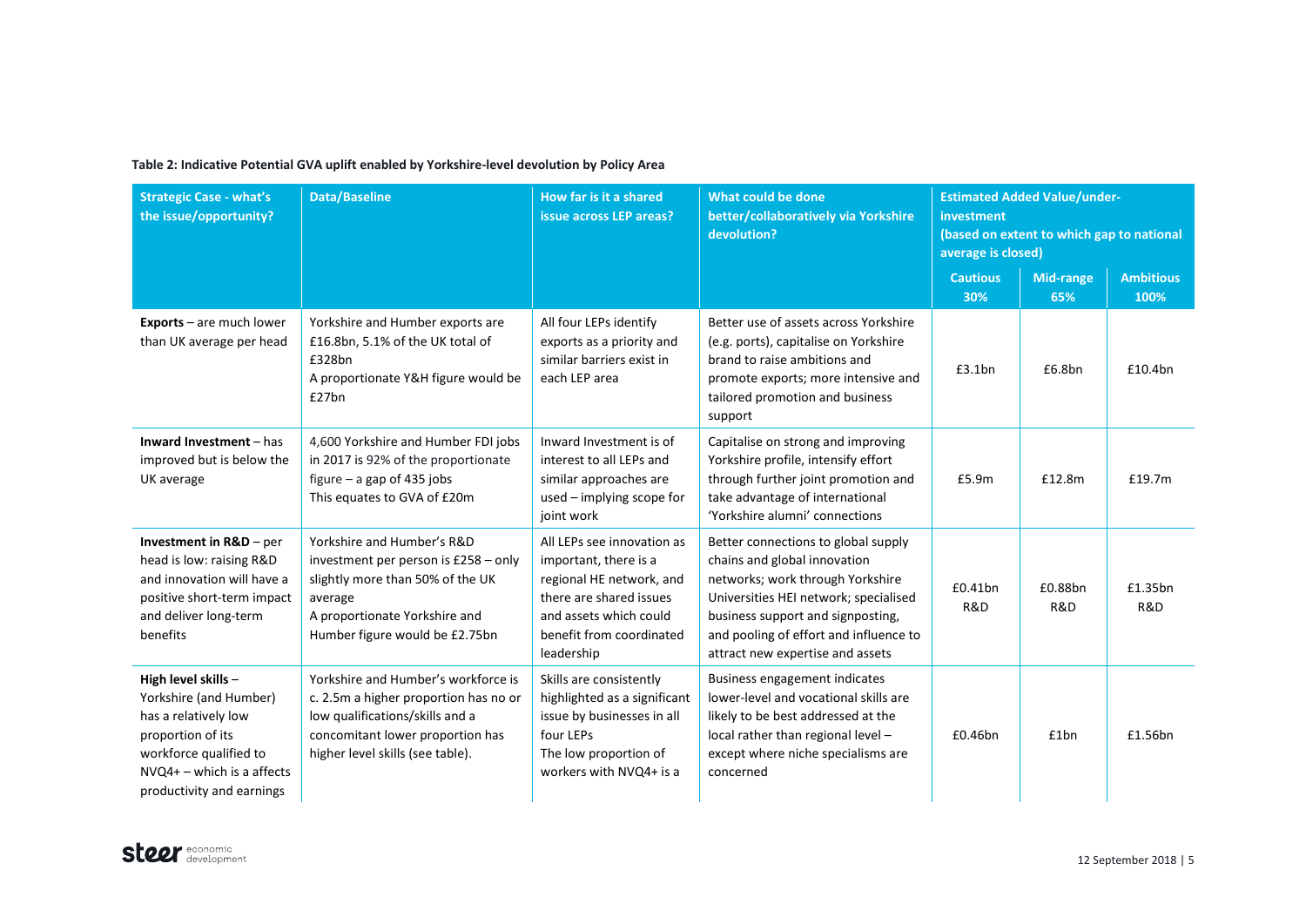**Table 2: Indicative Potential GVA uplift enabled by Yorkshire-level devolution by Policy Area**

| Strategic Case - what's the issue/opportunity? | Data/Baseline | How far is it a shared issue across LEP areas? | What could be done better/collaboratively via Yorkshire devolution? | Estimated Added Value/under-investment (based on extent to which gap to national average is closed) | | |
|---|---|---|---|---|---|---|
| | | | | Cautious 30% | Mid-range 65% | Ambitious 100% |
| **Exports** – are much lower than UK average per head | Yorkshire and Humber exports are £16.8bn, 5.1% of the UK total of £328bn<br>A proportionate Y&H figure would be £27bn | All four LEPs identify exports as a priority and similar barriers exist in each LEP area | Better use of assets across Yorkshire (e.g. ports), capitalise on Yorkshire brand to raise ambitions and promote exports; more intensive and tailored promotion and business support | £3.1bn | £6.8bn | £10.4bn |
| **Inward Investment** – has improved but is below the UK average | 4,600 Yorkshire and Humber FDI jobs in 2017 is 92% of the proportionate figure – a gap of 435 jobs<br>This equates to GVA of £20m | Inward Investment is of interest to all LEPs and similar approaches are used – implying scope for joint work | Capitalise on strong and improving Yorkshire profile, intensify effort through further joint promotion and take advantage of international 'Yorkshire alumni' connections | £5.9m | £12.8m | £19.7m |
| **Investment in R&D** – per head is low: raising R&D and innovation will have a positive short-term impact and deliver long-term benefits | Yorkshire and Humber's R&D investment per person is £258 – only slightly more than 50% of the UK average<br>A proportionate Yorkshire and Humber figure would be £2.75bn | All LEPs see innovation as important, there is a regional HE network, and there are shared issues and assets which could benefit from coordinated leadership | Better connections to global supply chains and global innovation networks; work through Yorkshire Universities HEI network; specialised business support and signposting, and pooling of effort and influence to attract new expertise and assets | £0.41bn R&D | £0.88bn R&D | £1.35bn R&D |
| **High level skills** – Yorkshire (and Humber) has a relatively low proportion of its workforce qualified to NVQ4+ – which is a affects productivity and earnings | Yorkshire and Humber's workforce is c. 2.5m a higher proportion has no or low qualifications/skills and a concomitant lower proportion has higher level skills (see table). | Skills are consistently highlighted as a significant issue by businesses in all four LEPs<br>The low proportion of workers with NVQ4+ is a | Business engagement indicates lower-level and vocational skills are likely to be best addressed at the local rather than regional level – except where niche specialisms are concerned | £0.46bn | £1bn | £1.56bn |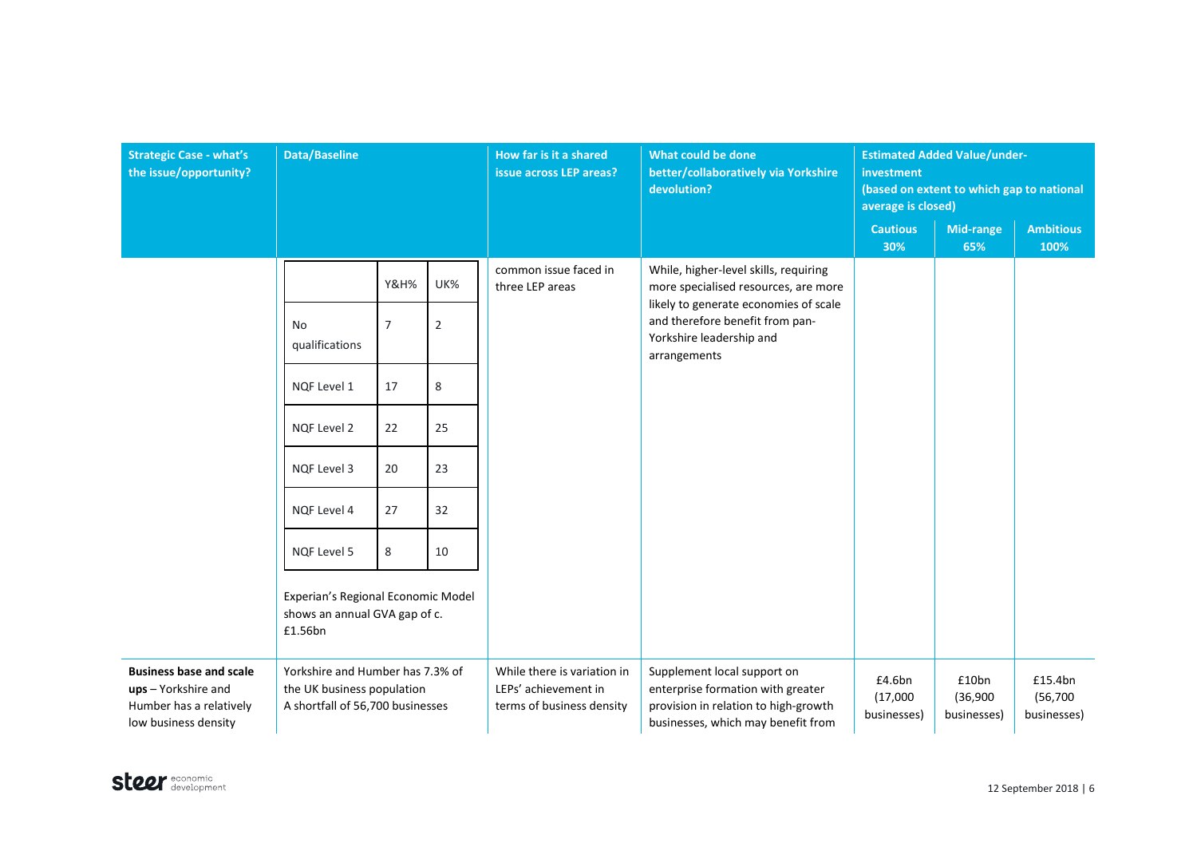| Strategic Case - what's the issue/opportunity? | Data/Baseline | How far is it a shared issue across LEP areas? | What could be done better/collaboratively via Yorkshire devolution? | Estimated Added Value/under-investment (based on extent to which gap to national average is closed) | | |
|---|---|---|---|---|---|---|
| | | | | Cautious 30% | Mid-range 65% | Ambitious 100% |
| | (see nested table below) Experian's Regional Economic Model shows an annual GVA gap of c. £1.56bn | common issue faced in three LEP areas | While, higher-level skills, requiring more specialised resources, are more likely to generate economies of scale and therefore benefit from pan-Yorkshire leadership and arrangements | | | |
| **Business base and scale ups** – Yorkshire and Humber has a relatively low business density | Yorkshire and Humber has 7.3% of the UK business population A shortfall of 56,700 businesses | While there is variation in LEPs' achievement in terms of business density | Supplement local support on enterprise formation with greater provision in relation to high-growth businesses, which may benefit from | £4.6bn (17,000 businesses) | £10bn (36,900 businesses) | £15.4bn (56,700 businesses) |

Nested Data/Baseline table:

| | Y&H% | UK% |
|---|---|---|
| No qualifications | 7 | 2 |
| NQF Level 1 | 17 | 8 |
| NQF Level 2 | 22 | 25 |
| NQF Level 3 | 20 | 23 |
| NQF Level 4 | 27 | 32 |
| NQF Level 5 | 8 | 10 |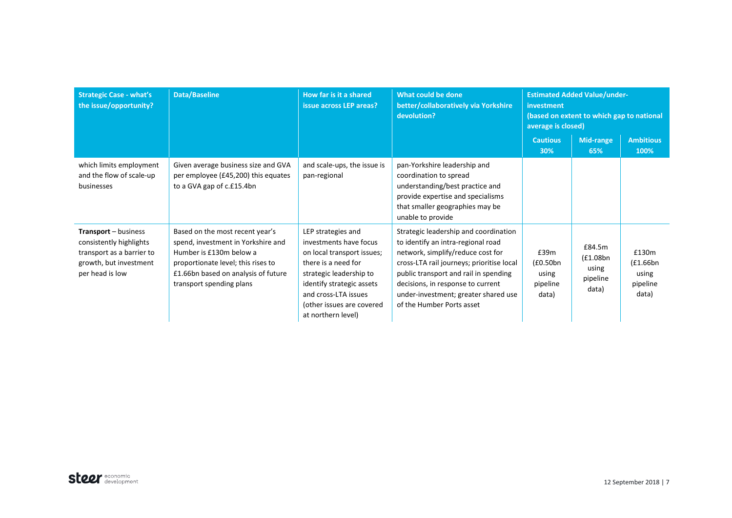| Strategic Case - what's the issue/opportunity? | Data/Baseline | How far is it a shared issue across LEP areas? | What could be done better/collaboratively via Yorkshire devolution? | Estimated Added Value/under-investment (based on extent to which gap to national average is closed) | | |
|---|---|---|---|---|---|---|
| | | | | Cautious 30% | Mid-range 65% | Ambitious 100% |
| which limits employment and the flow of scale-up businesses | Given average business size and GVA per employee (£45,200) this equates to a GVA gap of c.£15.4bn | and scale-ups, the issue is pan-regional | pan-Yorkshire leadership and coordination to spread understanding/best practice and provide expertise and specialisms that smaller geographies may be unable to provide | | | |
| **Transport** – business consistently highlights transport as a barrier to growth, but investment per head is low | Based on the most recent year's spend, investment in Yorkshire and Humber is £130m below a proportionate level; this rises to £1.66bn based on analysis of future transport spending plans | LEP strategies and investments have focus on local transport issues; there is a need for strategic leadership to identify strategic assets and cross-LTA issues (other issues are covered at northern level) | Strategic leadership and coordination to identify an intra-regional road network, simplify/reduce cost for cross-LTA rail journeys; prioritise local public transport and rail in spending decisions, in response to current under-investment; greater shared use of the Humber Ports asset | £39m (£0.50bn using pipeline data) | £84.5m (£1.08bn using pipeline data) | £130m (£1.66bn using pipeline data) |